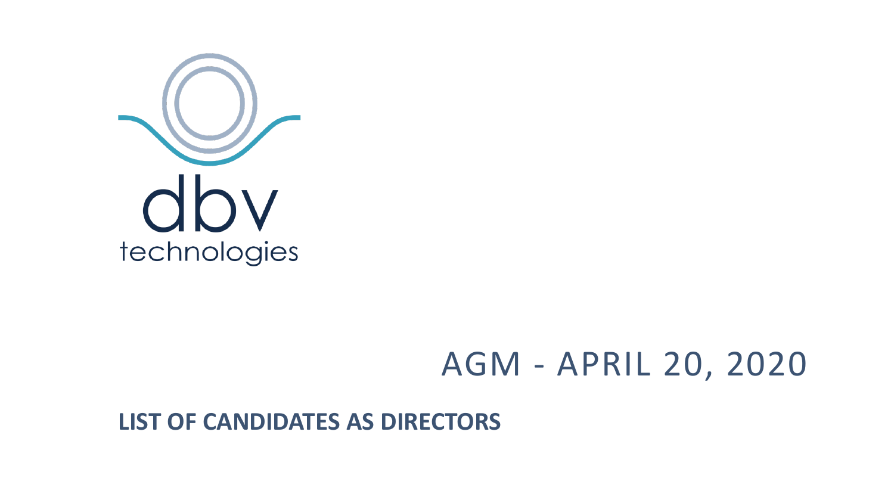dbv technologies

# AGM - APRIL 20, 2020

**LIST OF CANDIDATES AS DIRECTORS**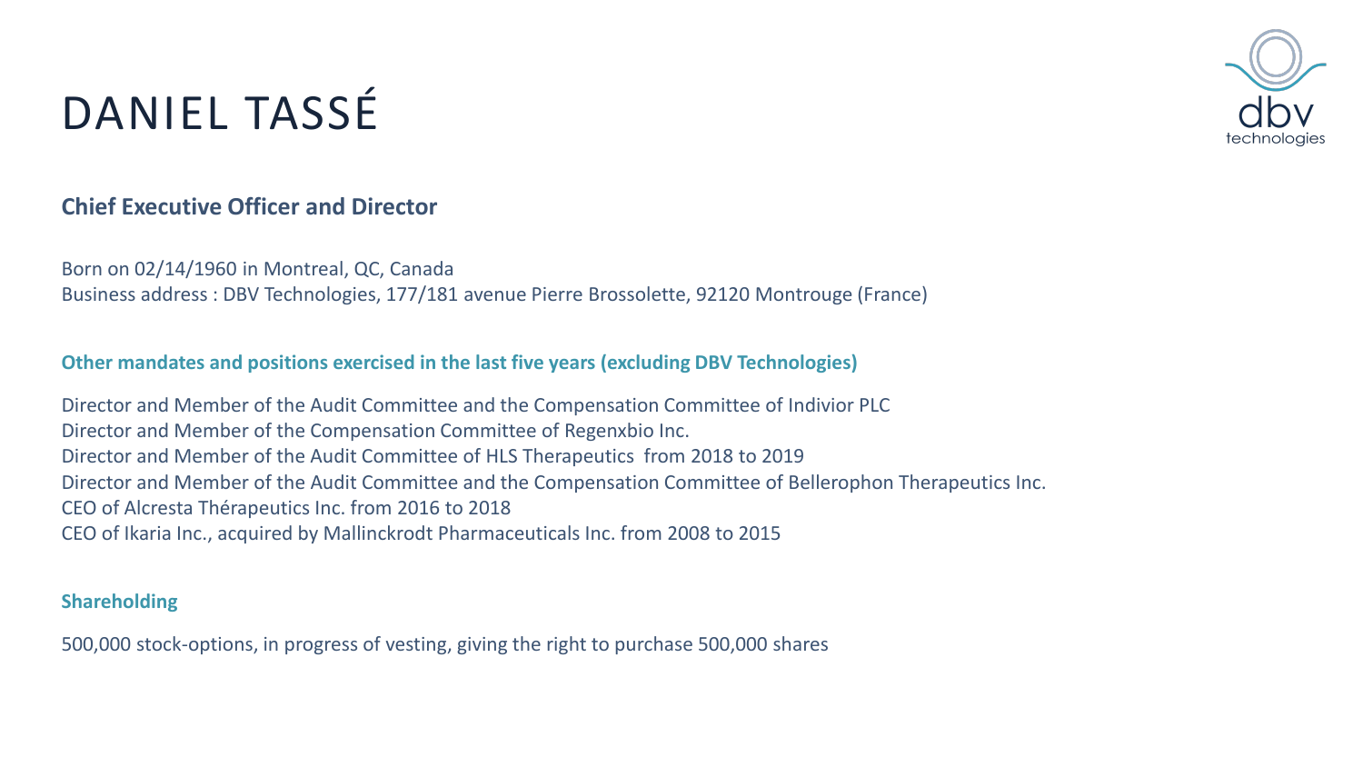# DANIEL TASSÉ

## Chief Executive Officer and Director

Born on 02/14/1960 in Montreal, QC, Canada
Business address : DBV Technologies, 177/181 avenue Pierre Brossolette, 92120 Montrouge (France)

### Other mandates and positions exercised in the last five years (excluding DBV Technologies)

Director and Member of the Audit Committee and the Compensation Committee of Indivior PLC
Director and Member of the Compensation Committee of Regenxbio Inc.
Director and Member of the Audit Committee of HLS Therapeutics from 2018 to 2019
Director and Member of the Audit Committee and the Compensation Committee of Bellerophon Therapeutics Inc.
CEO of Alcresta Thérapeutics Inc. from 2016 to 2018
CEO of Ikaria Inc., acquired by Mallinckrodt Pharmaceuticals Inc. from 2008 to 2015

### Shareholding

500,000 stock-options, in progress of vesting, giving the right to purchase 500,000 shares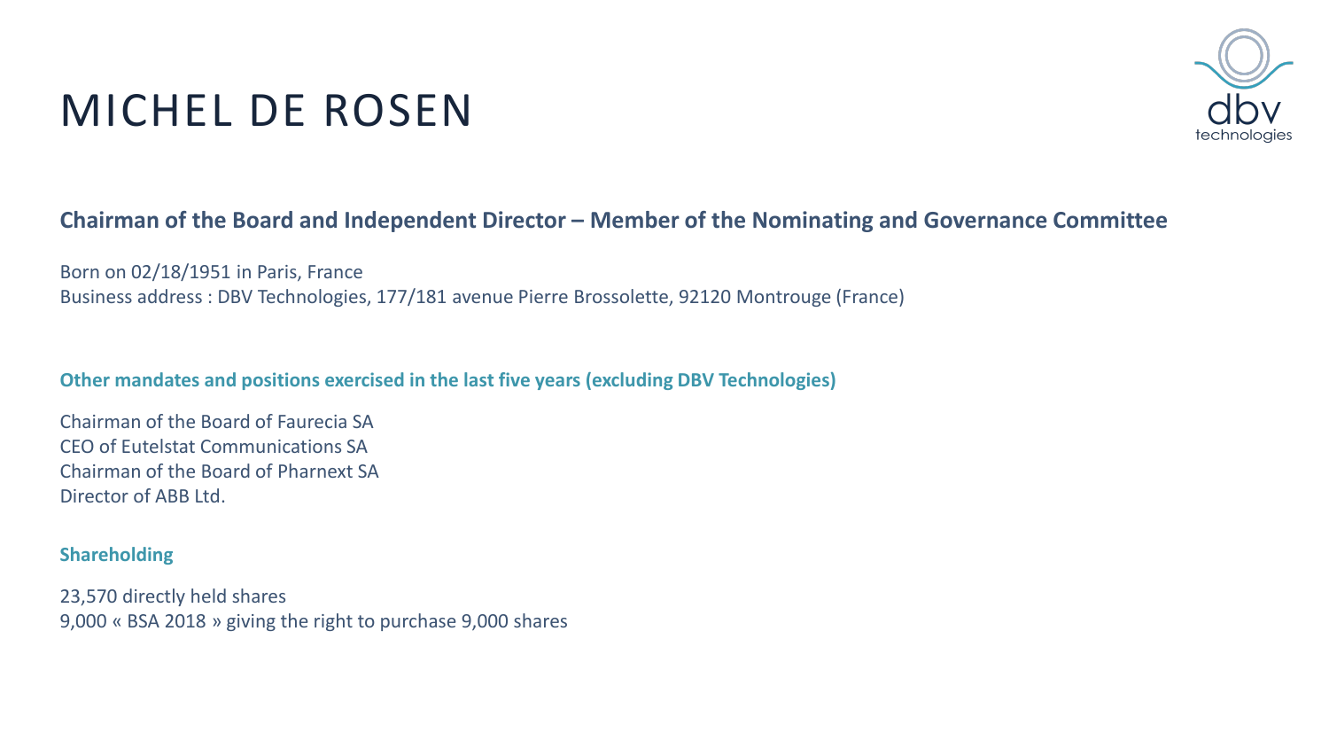# MICHEL DE ROSEN

**Chairman of the Board and Independent Director – Member of the Nominating and Governance Committee**

Born on 02/18/1951 in Paris, France
Business address : DBV Technologies, 177/181 avenue Pierre Brossolette, 92120 Montrouge (France)

**Other mandates and positions exercised in the last five years (excluding DBV Technologies)**

Chairman of the Board of Faurecia SA
CEO of Eutelstat Communications SA
Chairman of the Board of Pharnext SA
Director of ABB Ltd.

**Shareholding**

23,570 directly held shares
9,000 « BSA 2018 » giving the right to purchase 9,000 shares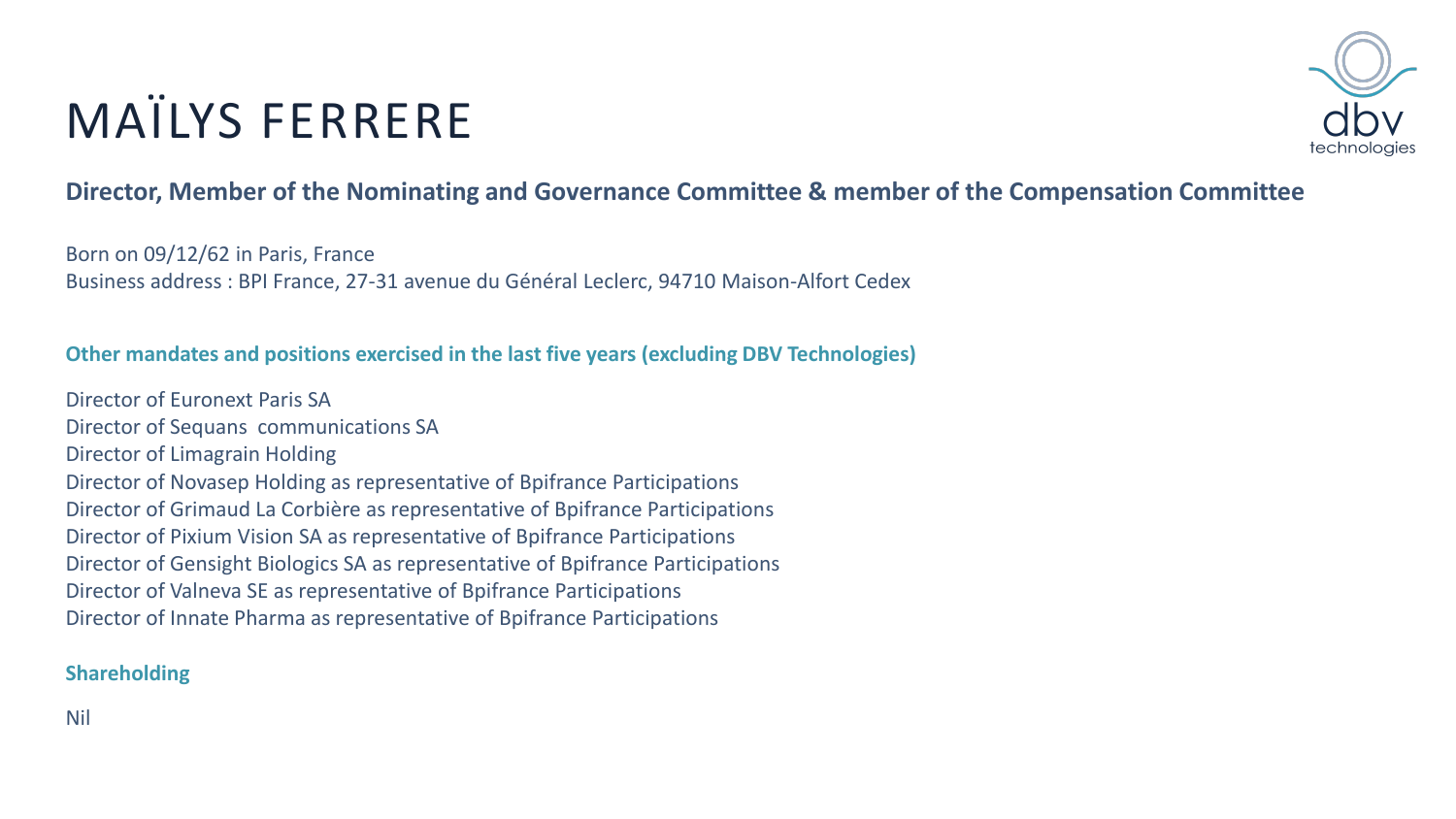# MAÏLYS FERRERE

**Director, Member of the Nominating and Governance Committee & member of the Compensation Committee**

Born on 09/12/62 in Paris, France
Business address : BPI France, 27-31 avenue du Général Leclerc, 94710 Maison-Alfort Cedex

### Other mandates and positions exercised in the last five years (excluding DBV Technologies)

Director of Euronext Paris SA
Director of Sequans communications SA
Director of Limagrain Holding
Director of Novasep Holding as representative of Bpifrance Participations
Director of Grimaud La Corbière as representative of Bpifrance Participations
Director of Pixium Vision SA as representative of Bpifrance Participations
Director of Gensight Biologics SA as representative of Bpifrance Participations
Director of Valneva SE as representative of Bpifrance Participations
Director of Innate Pharma as representative of Bpifrance Participations

### Shareholding

Nil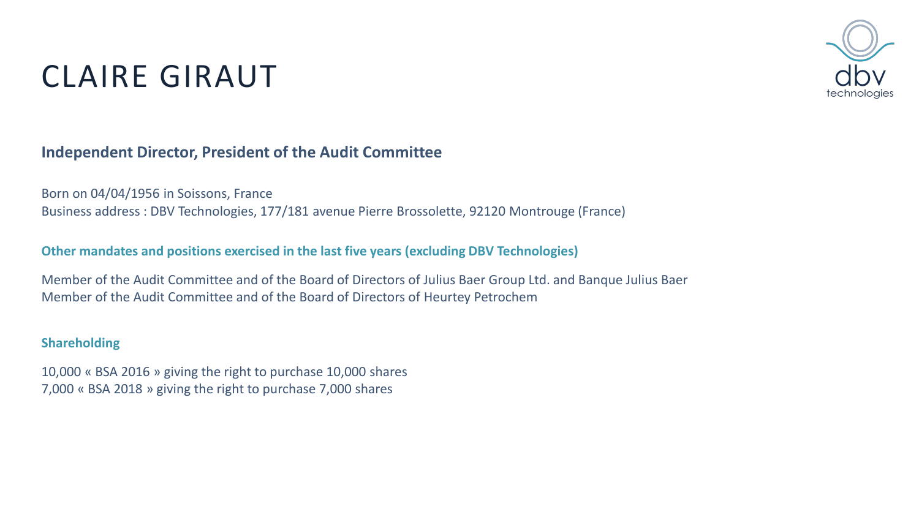# CLAIRE GIRAUT

**Independent Director, President of the Audit Committee**

Born on 04/04/1956 in Soissons, France
Business address : DBV Technologies, 177/181 avenue Pierre Brossolette, 92120 Montrouge (France)

**Other mandates and positions exercised in the last five years (excluding DBV Technologies)**

Member of the Audit Committee and of the Board of Directors of Julius Baer Group Ltd. and Banque Julius Baer
Member of the Audit Committee and of the Board of Directors of Heurtey Petrochem

**Shareholding**

10,000 « BSA 2016 » giving the right to purchase 10,000 shares
7,000 « BSA 2018 » giving the right to purchase 7,000 shares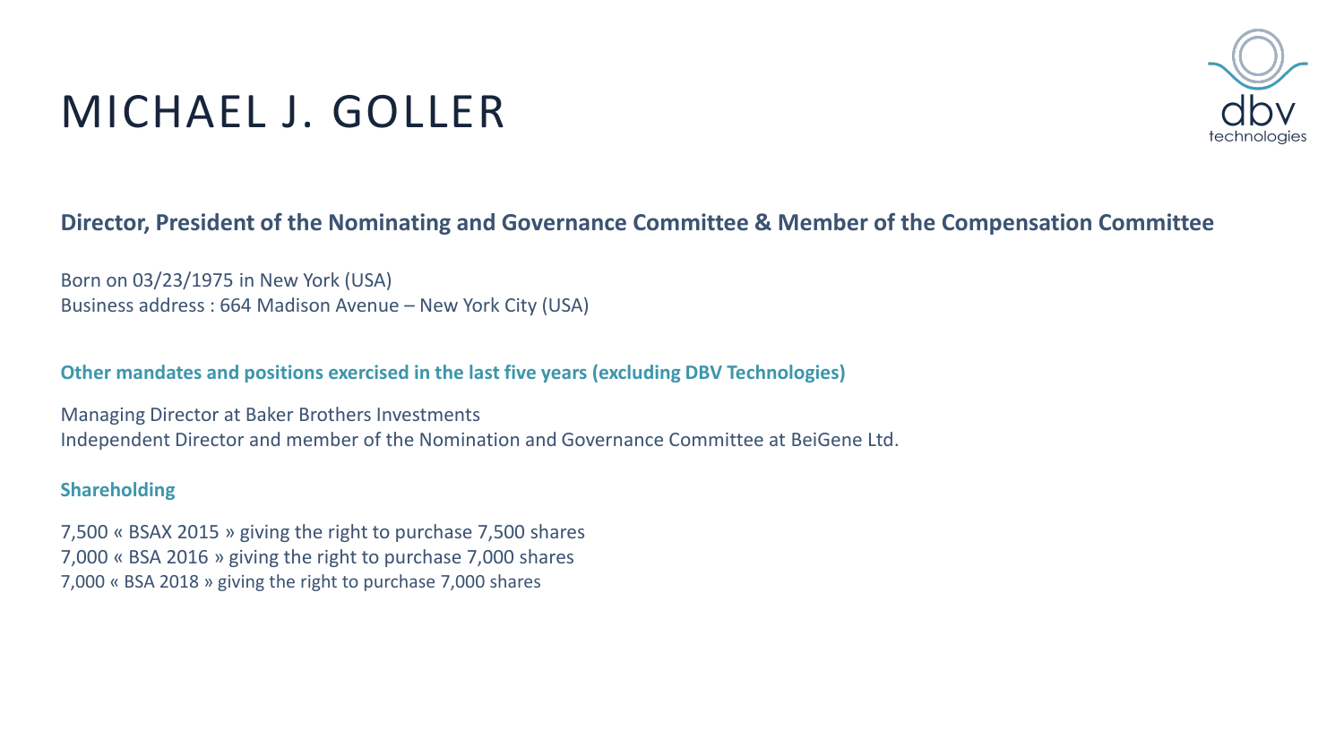# MICHAEL J. GOLLER

**Director, President of the Nominating and Governance Committee & Member of the Compensation Committee**

Born on 03/23/1975 in New York (USA)
Business address : 664 Madison Avenue – New York City (USA)

### Other mandates and positions exercised in the last five years (excluding DBV Technologies)

Managing Director at Baker Brothers Investments
Independent Director and member of the Nomination and Governance Committee at BeiGene Ltd.

### Shareholding

7,500 « BSAX 2015 » giving the right to purchase 7,500 shares
7,000 « BSA 2016 » giving the right to purchase 7,000 shares
7,000 « BSA 2018 » giving the right to purchase 7,000 shares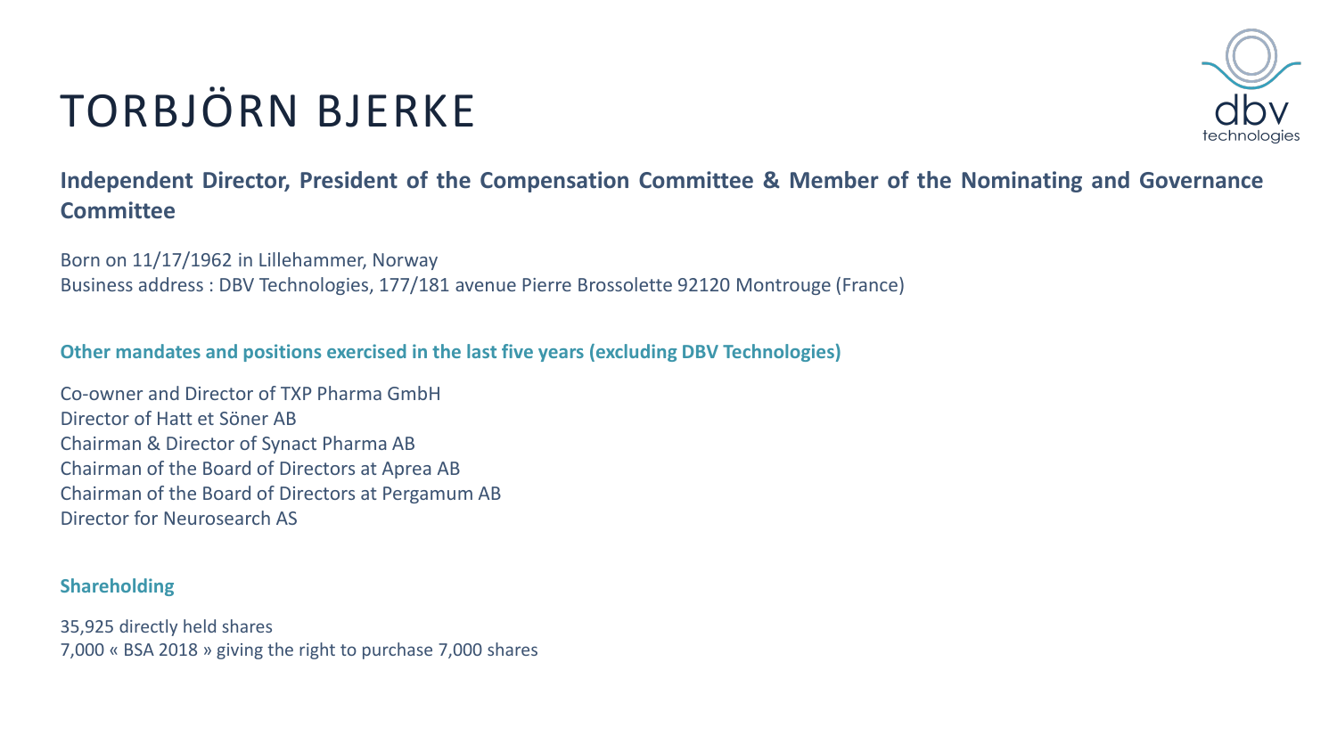# TORBJÖRN BJERKE

**Independent Director, President of the Compensation Committee & Member of the Nominating and Governance Committee**

Born on 11/17/1962 in Lillehammer, Norway
Business address : DBV Technologies, 177/181 avenue Pierre Brossolette 92120 Montrouge (France)

**Other mandates and positions exercised in the last five years (excluding DBV Technologies)**

Co-owner and Director of TXP Pharma GmbH
Director of Hatt et Söner AB
Chairman & Director of Synact Pharma AB
Chairman of the Board of Directors at Aprea AB
Chairman of the Board of Directors at Pergamum AB
Director for Neurosearch AS

**Shareholding**

35,925 directly held shares
7,000 « BSA 2018 » giving the right to purchase 7,000 shares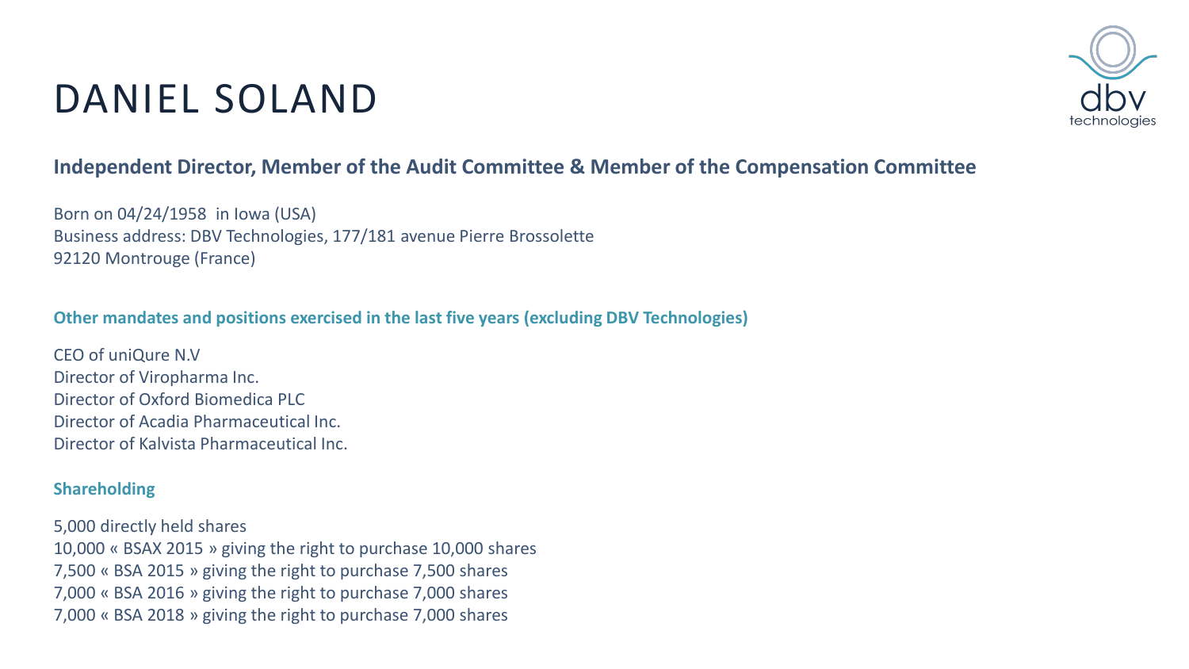# DANIEL SOLAND

**Independent Director, Member of the Audit Committee & Member of the Compensation Committee**

Born on 04/24/1958 in Iowa (USA)
Business address: DBV Technologies, 177/181 avenue Pierre Brossolette
92120 Montrouge (France)

### Other mandates and positions exercised in the last five years (excluding DBV Technologies)

CEO of uniQure N.V
Director of Viropharma Inc.
Director of Oxford Biomedica PLC
Director of Acadia Pharmaceutical Inc.
Director of Kalvista Pharmaceutical Inc.

### Shareholding

5,000 directly held shares
10,000 « BSAX 2015 » giving the right to purchase 10,000 shares
7,500 « BSA 2015 » giving the right to purchase 7,500 shares
7,000 « BSA 2016 » giving the right to purchase 7,000 shares
7,000 « BSA 2018 » giving the right to purchase 7,000 shares